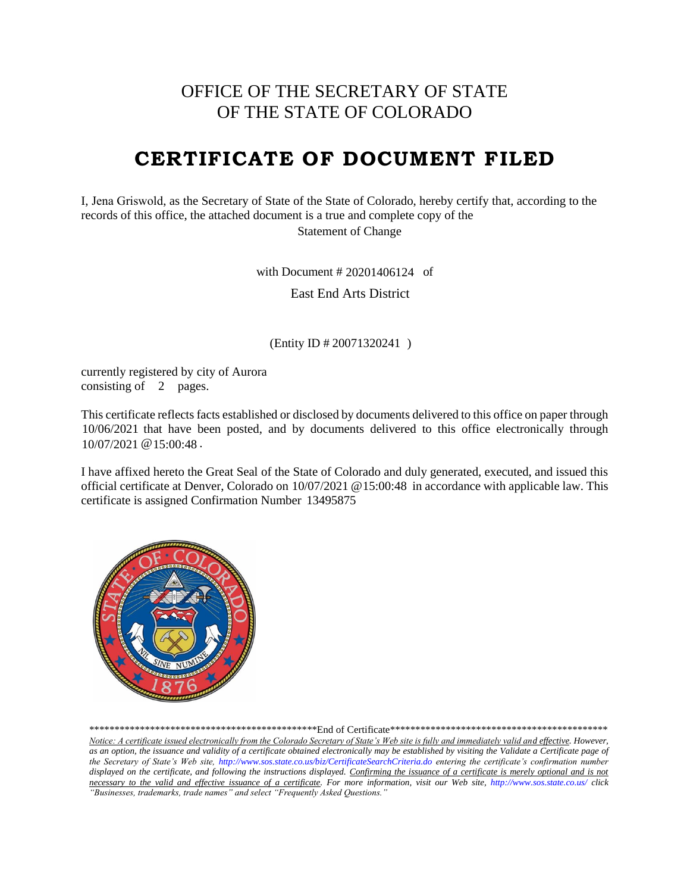# OFFICE OF THE SECRETARY OF STATE
# OF THE STATE OF COLORADO

## CERTIFICATE OF DOCUMENT FILED

I, Jena Griswold, as the Secretary of State of the State of Colorado, hereby certify that, according to the records of this office, the attached document is a true and complete copy of the

Statement of Change

with Document # 20201406124 of

East End Arts District

(Entity ID # 20071320241 )

currently registered by city of Aurora
consisting of 2 pages.

This certificate reflects facts established or disclosed by documents delivered to this office on paper through 10/06/2021 that have been posted, and by documents delivered to this office electronically through 10/07/2021 @15:00:48 .

I have affixed hereto the Great Seal of the State of Colorado and duly generated, executed, and issued this official certificate at Denver, Colorado on 10/07/2021 @15:00:48 in accordance with applicable law. This certificate is assigned Confirmation Number 13495875

*********************************************End of Certificate*******************************************

*Notice: A certificate issued electronically from the Colorado Secretary of State's Web site is fully and immediately valid and effective. However, as an option, the issuance and validity of a certificate obtained electronically may be established by visiting the Validate a Certificate page of the Secretary of State's Web site, http://www.sos.state.co.us/biz/CertificateSearchCriteria.do entering the certificate's confirmation number displayed on the certificate, and following the instructions displayed. Confirming the issuance of a certificate is merely optional and is not necessary to the valid and effective issuance of a certificate. For more information, visit our Web site, http://www.sos.state.co.us/ click "Businesses, trademarks, trade names" and select "Frequently Asked Questions."*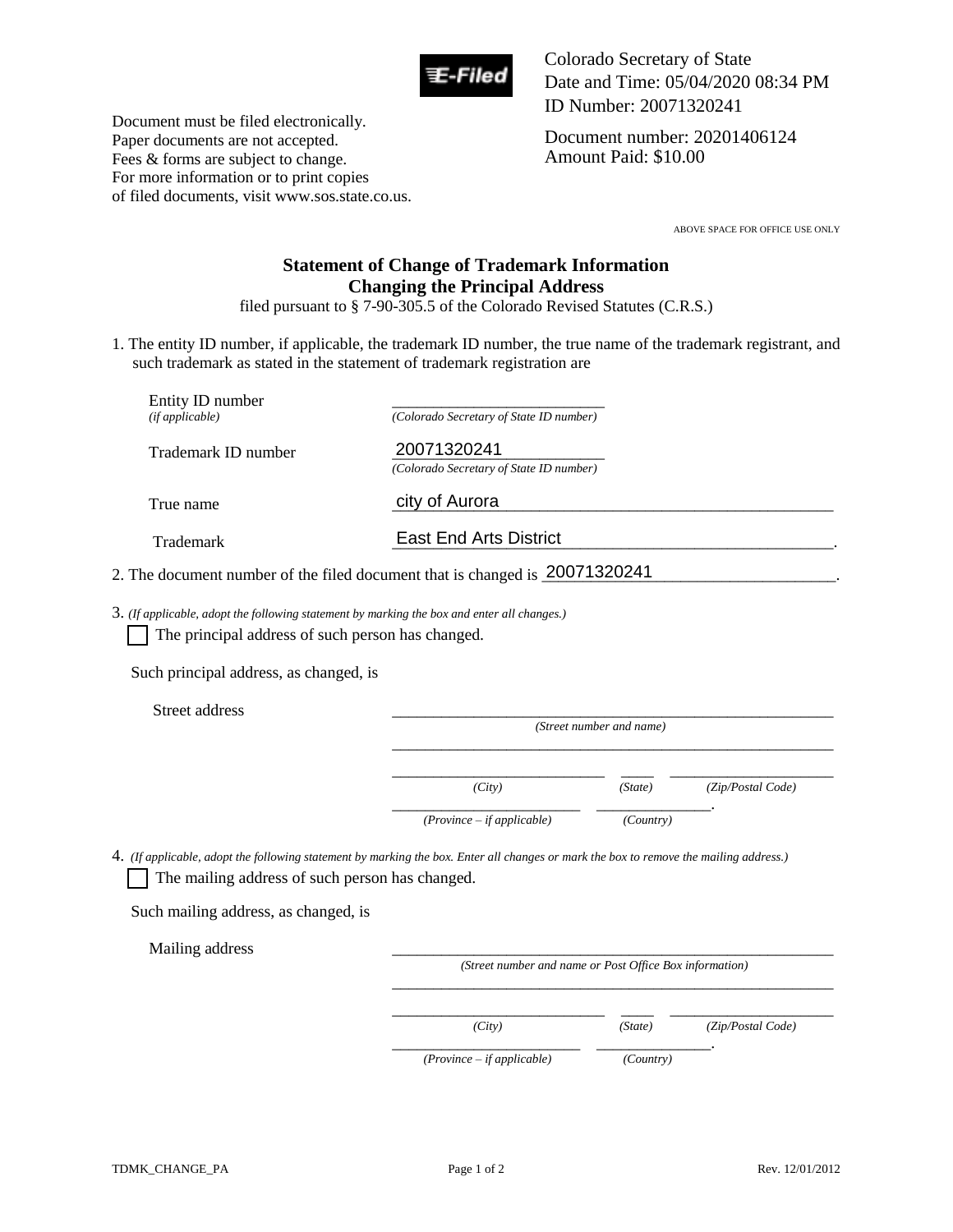Document must be filed electronically.
Paper documents are not accepted.
Fees & forms are subject to change.
For more information or to print copies
of filed documents, visit www.sos.state.co.us.

Colorado Secretary of State
Date and Time: 05/04/2020 08:34 PM
ID Number: 20071320241

Document number: 20201406124
Amount Paid: $10.00

ABOVE SPACE FOR OFFICE USE ONLY

## Statement of Change of Trademark Information
## Changing the Principal Address

filed pursuant to § 7-90-305.5 of the Colorado Revised Statutes (C.R.S.)

1. The entity ID number, if applicable, the trademark ID number, the true name of the trademark registrant, and such trademark as stated in the statement of trademark registration are

| | |
|---|---|
| Entity ID number *(if applicable)* | ______________________ *(Colorado Secretary of State ID number)* |
| Trademark ID number | 20071320241 *(Colorado Secretary of State ID number)* |
| True name | city of Aurora |
| Trademark | East End Arts District. |

2. The document number of the filed document that is changed is 20071320241.

3. *(If applicable, adopt the following statement by marking the box and enter all changes.)*

☐ The principal address of such person has changed.

Such principal address, as changed, is

Street address ______________________________ *(Street number and name)*

______________________________

__________ *(City)* ____ *(State)* __________ *(Zip/Postal Code)*

__________ *(Province – if applicable)* __________. *(Country)*

4. *(If applicable, adopt the following statement by marking the box. Enter all changes or mark the box to remove the mailing address.)*

☐ The mailing address of such person has changed.

Such mailing address, as changed, is

Mailing address ______________________________ *(Street number and name or Post Office Box information)*

______________________________

__________ *(City)* ____ *(State)* __________ *(Zip/Postal Code)*

__________ *(Province – if applicable)* __________. *(Country)*

TDMK_CHANGE_PA Rev. 12/01/2012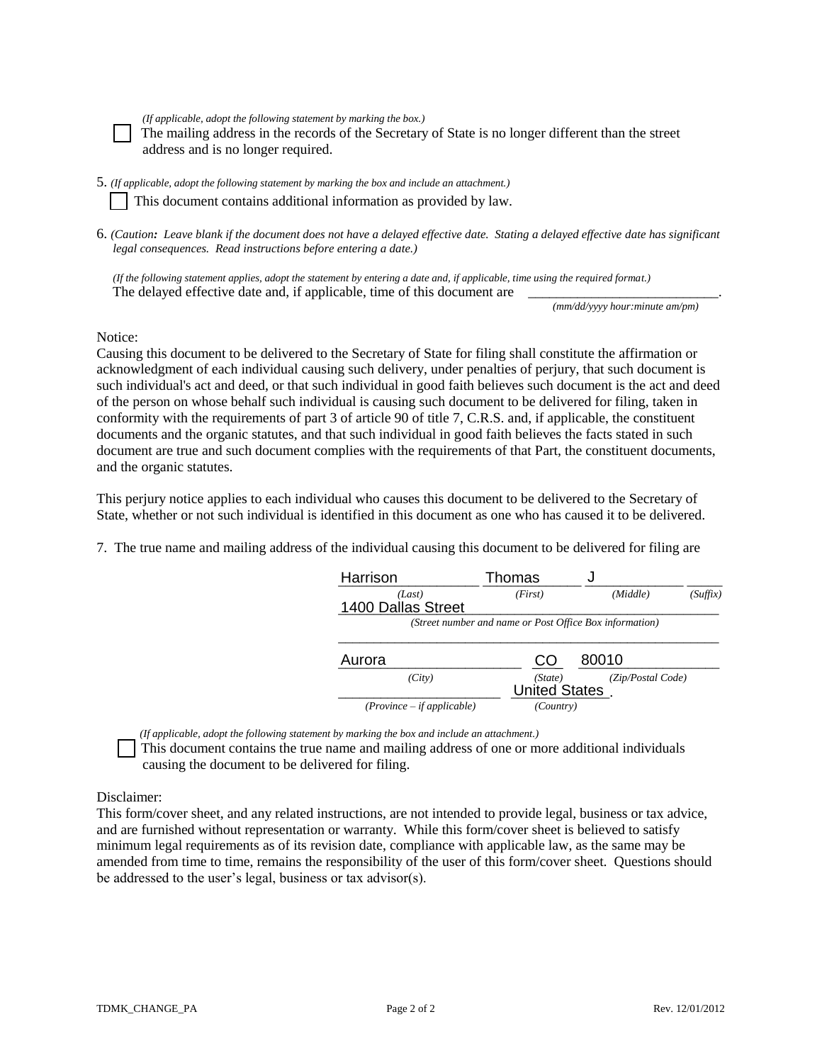*(If applicable, adopt the following statement by marking the box.)*

☐ The mailing address in the records of the Secretary of State is no longer different than the street address and is no longer required.

5. *(If applicable, adopt the following statement by marking the box and include an attachment.)*

☐ This document contains additional information as provided by law.

6. *(Caution: Leave blank if the document does not have a delayed effective date. Stating a delayed effective date has significant legal consequences. Read instructions before entering a date.)*

*(If the following statement applies, adopt the statement by entering a date and, if applicable, time using the required format.)*
The delayed effective date and, if applicable, time of this document are ___________________________.
*(mm/dd/yyyy hour:minute am/pm)*

Notice:
Causing this document to be delivered to the Secretary of State for filing shall constitute the affirmation or acknowledgment of each individual causing such delivery, under penalties of perjury, that such document is such individual's act and deed, or that such individual in good faith believes such document is the act and deed of the person on whose behalf such individual is causing such document to be delivered for filing, taken in conformity with the requirements of part 3 of article 90 of title 7, C.R.S. and, if applicable, the constituent documents and the organic statutes, and that such individual in good faith believes the facts stated in such document are true and such document complies with the requirements of that Part, the constituent documents, and the organic statutes.

This perjury notice applies to each individual who causes this document to be delivered to the Secretary of State, whether or not such individual is identified in this document as one who has caused it to be delivered.

7. The true name and mailing address of the individual causing this document to be delivered for filing are

| | | | |
|---|---|---|---|
| Harrison | Thomas | J | |
| *(Last)* | *(First)* | *(Middle)* | *(Suffix)* |

1400 Dallas Street
*(Street number and name or Post Office Box information)*

| | | |
|---|---|---|
| Aurora | CO | 80010 |
| *(City)* | *(State)* | *(Zip/Postal Code)* |
| | United States | |
| *(Province – if applicable)* | *(Country)* | |

*(If applicable, adopt the following statement by marking the box and include an attachment.)*

☐ This document contains the true name and mailing address of one or more additional individuals causing the document to be delivered for filing.

Disclaimer:
This form/cover sheet, and any related instructions, are not intended to provide legal, business or tax advice, and are furnished without representation or warranty. While this form/cover sheet is believed to satisfy minimum legal requirements as of its revision date, compliance with applicable law, as the same may be amended from time to time, remains the responsibility of the user of this form/cover sheet. Questions should be addressed to the user's legal, business or tax advisor(s).

TDMK_CHANGE_PA Rev. 12/01/2012